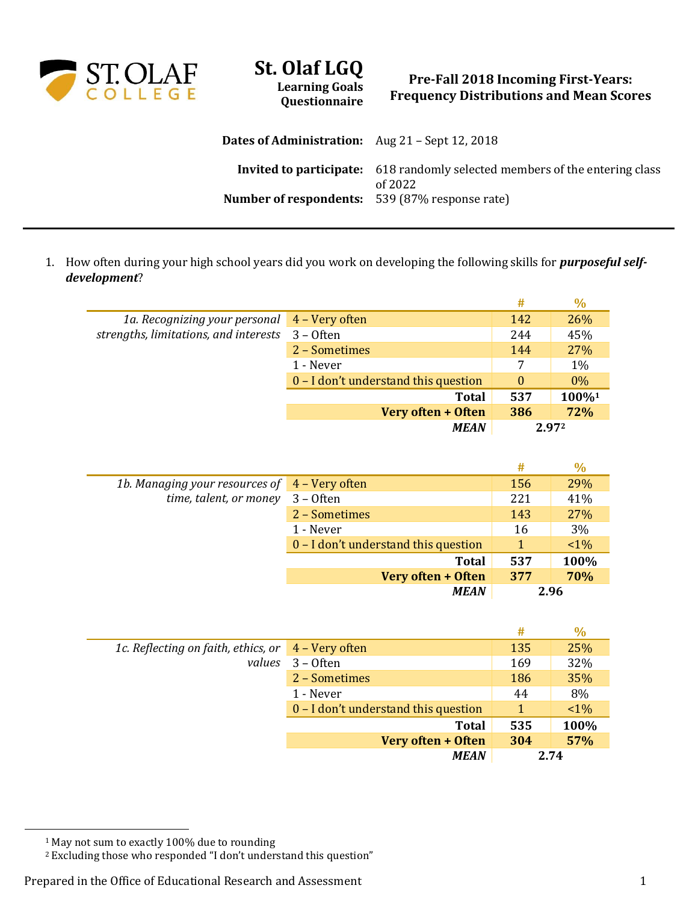# St. Olaf LGQ

**Learning Goals Questionnaire**

**Pre-Fall 2018 Incoming First-Years: Frequency Distributions and Mean Scores**

**Dates of Administration:** Aug 21 – Sept 12, 2018

**Invited to participate:** 618 randomly selected members of the entering class of 2022

**Number of respondents:** 539 (87% response rate)

---

1. How often during your high school years did you work on developing the following skills for ***purposeful self-development***?

| | | # | % |
|---|---|---|---|
| *1a. Recognizing your personal strengths, limitations, and interests* | 4 – Very often | 142 | 26% |
| | 3 – Often | 244 | 45% |
| | 2 – Sometimes | 144 | 27% |
| | 1 - Never | 7 | 1% |
| | 0 – I don't understand this question | 0 | 0% |
| | **Total** | **537** | **100%[1]** |
| | **Very often + Often** | **386** | **72%** |
| | ***MEAN*** | **2.97[2]** | |

| | | # | % |
|---|---|---|---|
| *1b. Managing your resources of time, talent, or money* | 4 – Very often | 156 | 29% |
| | 3 – Often | 221 | 41% |
| | 2 – Sometimes | 143 | 27% |
| | 1 - Never | 16 | 3% |
| | 0 – I don't understand this question | 1 | <1% |
| | **Total** | **537** | **100%** |
| | **Very often + Often** | **377** | **70%** |
| | ***MEAN*** | **2.96** | |

| | | # | % |
|---|---|---|---|
| *1c. Reflecting on faith, ethics, or values* | 4 – Very often | 135 | 25% |
| | 3 – Often | 169 | 32% |
| | 2 – Sometimes | 186 | 35% |
| | 1 - Never | 44 | 8% |
| | 0 – I don't understand this question | 1 | <1% |
| | **Total** | **535** | **100%** |
| | **Very often + Often** | **304** | **57%** |
| | ***MEAN*** | **2.74** | |

[1] May not sum to exactly 100% due to rounding

[2] Excluding those who responded "I don't understand this question"

Prepared in the Office of Educational Research and Assessment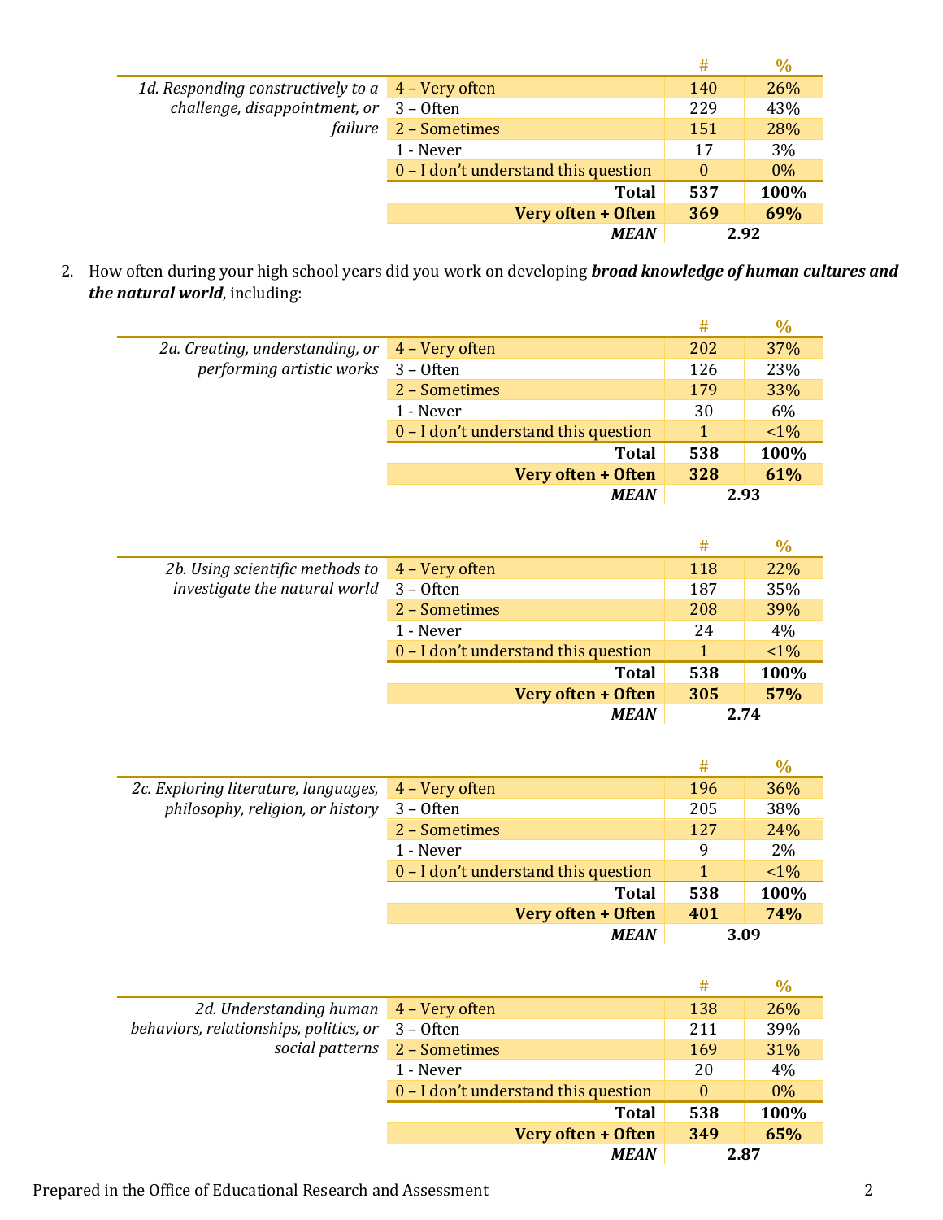| *1d. Responding constructively to a challenge, disappointment, or failure* | | # | % |
|---|---|---|---|
| | 4 – Very often | 140 | 26% |
| | 3 – Often | 229 | 43% |
| | 2 – Sometimes | 151 | 28% |
| | 1 - Never | 17 | 3% |
| | 0 – I don't understand this question | 0 | 0% |
| | **Total** | **537** | **100%** |
| | **Very often + Often** | **369** | **69%** |
| | ***MEAN*** | **2.92** | |

2. How often during your high school years did you work on developing ***broad knowledge of human cultures and the natural world***, including:

| *2a. Creating, understanding, or performing artistic works* | | # | % |
|---|---|---|---|
| | 4 – Very often | 202 | 37% |
| | 3 – Often | 126 | 23% |
| | 2 – Sometimes | 179 | 33% |
| | 1 - Never | 30 | 6% |
| | 0 – I don't understand this question | 1 | <1% |
| | **Total** | **538** | **100%** |
| | **Very often + Often** | **328** | **61%** |
| | ***MEAN*** | **2.93** | |

| *2b. Using scientific methods to investigate the natural world* | | # | % |
|---|---|---|---|
| | 4 – Very often | 118 | 22% |
| | 3 – Often | 187 | 35% |
| | 2 – Sometimes | 208 | 39% |
| | 1 - Never | 24 | 4% |
| | 0 – I don't understand this question | 1 | <1% |
| | **Total** | **538** | **100%** |
| | **Very often + Often** | **305** | **57%** |
| | ***MEAN*** | **2.74** | |

| *2c. Exploring literature, languages, philosophy, religion, or history* | | # | % |
|---|---|---|---|
| | 4 – Very often | 196 | 36% |
| | 3 – Often | 205 | 38% |
| | 2 – Sometimes | 127 | 24% |
| | 1 - Never | 9 | 2% |
| | 0 – I don't understand this question | 1 | <1% |
| | **Total** | **538** | **100%** |
| | **Very often + Often** | **401** | **74%** |
| | ***MEAN*** | **3.09** | |

| *2d. Understanding human behaviors, relationships, politics, or social patterns* | | # | % |
|---|---|---|---|
| | 4 – Very often | 138 | 26% |
| | 3 – Often | 211 | 39% |
| | 2 – Sometimes | 169 | 31% |
| | 1 - Never | 20 | 4% |
| | 0 – I don't understand this question | 0 | 0% |
| | **Total** | **538** | **100%** |
| | **Very often + Often** | **349** | **65%** |
| | ***MEAN*** | **2.87** | |

Prepared in the Office of Educational Research and Assessment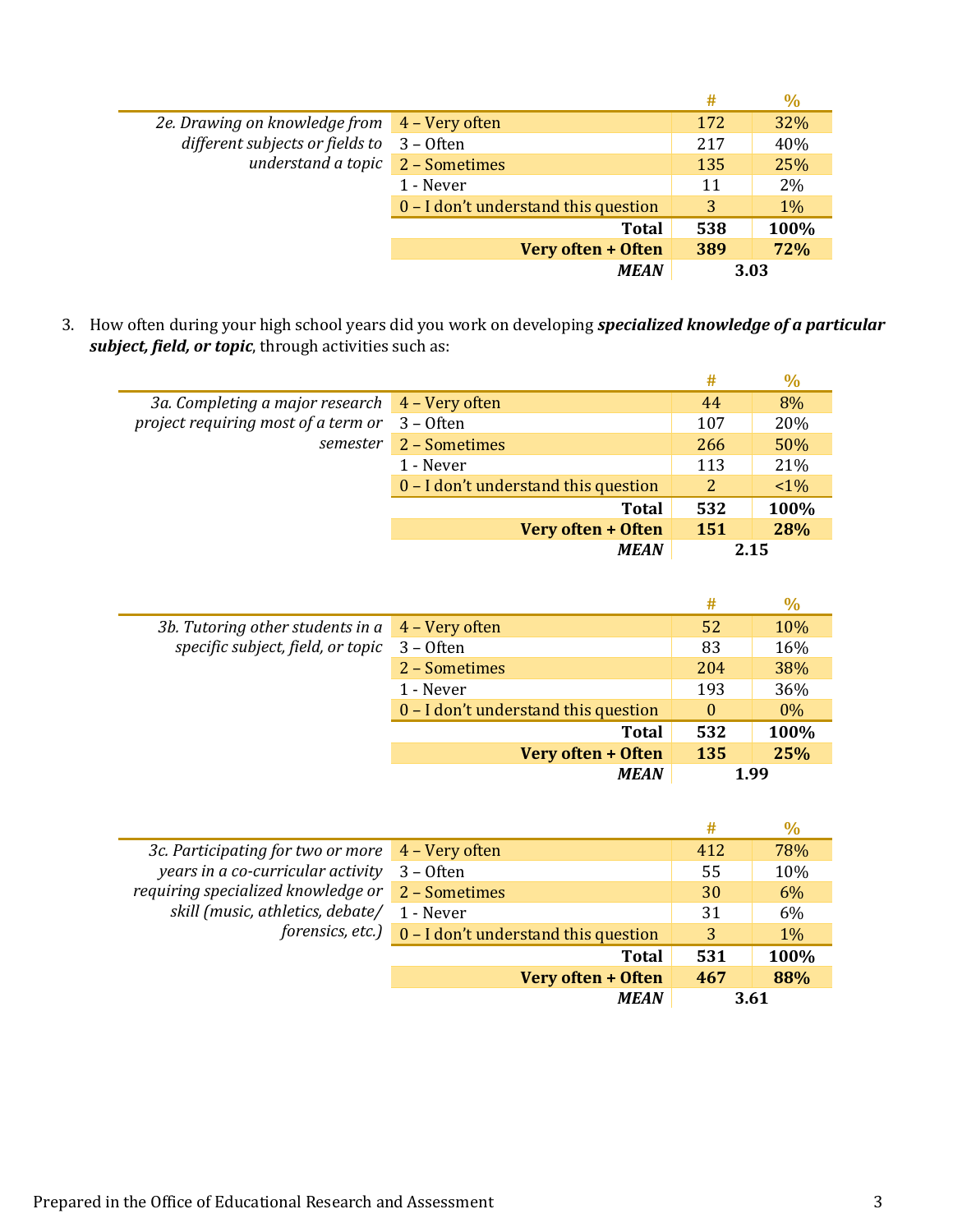| | | # | % |
|---|---|---|---|
| *2e. Drawing on knowledge from different subjects or fields to understand a topic* | 4 – Very often | 172 | 32% |
| | 3 – Often | 217 | 40% |
| | 2 – Sometimes | 135 | 25% |
| | 1 - Never | 11 | 2% |
| | 0 – I don't understand this question | 3 | 1% |
| | **Total** | **538** | **100%** |
| | **Very often + Often** | **389** | **72%** |
| | ***MEAN*** | **3.03** | |

3. How often during your high school years did you work on developing ***specialized knowledge of a particular subject, field, or topic***, through activities such as:

| | | # | % |
|---|---|---|---|
| *3a. Completing a major research project requiring most of a term or semester* | 4 – Very often | 44 | 8% |
| | 3 – Often | 107 | 20% |
| | 2 – Sometimes | 266 | 50% |
| | 1 - Never | 113 | 21% |
| | 0 – I don't understand this question | 2 | <1% |
| | **Total** | **532** | **100%** |
| | **Very often + Often** | **151** | **28%** |
| | ***MEAN*** | **2.15** | |

| | | # | % |
|---|---|---|---|
| *3b. Tutoring other students in a specific subject, field, or topic* | 4 – Very often | 52 | 10% |
| | 3 – Often | 83 | 16% |
| | 2 – Sometimes | 204 | 38% |
| | 1 - Never | 193 | 36% |
| | 0 – I don't understand this question | 0 | 0% |
| | **Total** | **532** | **100%** |
| | **Very often + Often** | **135** | **25%** |
| | ***MEAN*** | **1.99** | |

| | | # | % |
|---|---|---|---|
| *3c. Participating for two or more years in a co-curricular activity requiring specialized knowledge or skill (music, athletics, debate/ forensics, etc.)* | 4 – Very often | 412 | 78% |
| | 3 – Often | 55 | 10% |
| | 2 – Sometimes | 30 | 6% |
| | 1 - Never | 31 | 6% |
| | 0 – I don't understand this question | 3 | 1% |
| | **Total** | **531** | **100%** |
| | **Very often + Often** | **467** | **88%** |
| | ***MEAN*** | **3.61** | |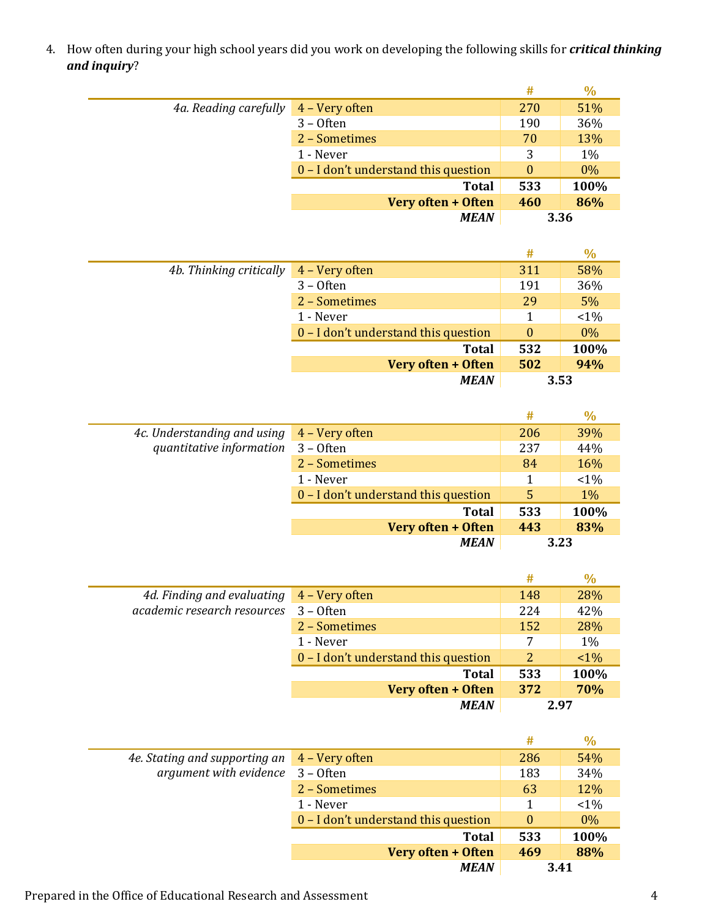4. How often during your high school years did you work on developing the following skills for ***critical thinking and inquiry***?

| | | # | % |
|---|---|---|---|
| *4a. Reading carefully* | 4 – Very often | 270 | 51% |
| | 3 – Often | 190 | 36% |
| | 2 – Sometimes | 70 | 13% |
| | 1 - Never | 3 | 1% |
| | 0 – I don't understand this question | 0 | 0% |
| | **Total** | **533** | **100%** |
| | **Very often + Often** | **460** | **86%** |
| | ***MEAN*** | **3.36** | |

| | | # | % |
|---|---|---|---|
| *4b. Thinking critically* | 4 – Very often | 311 | 58% |
| | 3 – Often | 191 | 36% |
| | 2 – Sometimes | 29 | 5% |
| | 1 - Never | 1 | <1% |
| | 0 – I don't understand this question | 0 | 0% |
| | **Total** | **532** | **100%** |
| | **Very often + Often** | **502** | **94%** |
| | ***MEAN*** | **3.53** | |

| | | # | % |
|---|---|---|---|
| *4c. Understanding and using quantitative information* | 4 – Very often | 206 | 39% |
| | 3 – Often | 237 | 44% |
| | 2 – Sometimes | 84 | 16% |
| | 1 - Never | 1 | <1% |
| | 0 – I don't understand this question | 5 | 1% |
| | **Total** | **533** | **100%** |
| | **Very often + Often** | **443** | **83%** |
| | ***MEAN*** | **3.23** | |

| | | # | % |
|---|---|---|---|
| *4d. Finding and evaluating academic research resources* | 4 – Very often | 148 | 28% |
| | 3 – Often | 224 | 42% |
| | 2 – Sometimes | 152 | 28% |
| | 1 - Never | 7 | 1% |
| | 0 – I don't understand this question | 2 | <1% |
| | **Total** | **533** | **100%** |
| | **Very often + Often** | **372** | **70%** |
| | ***MEAN*** | **2.97** | |

| | | # | % |
|---|---|---|---|
| *4e. Stating and supporting an argument with evidence* | 4 – Very often | 286 | 54% |
| | 3 – Often | 183 | 34% |
| | 2 – Sometimes | 63 | 12% |
| | 1 - Never | 1 | <1% |
| | 0 – I don't understand this question | 0 | 0% |
| | **Total** | **533** | **100%** |
| | **Very often + Often** | **469** | **88%** |
| | ***MEAN*** | **3.41** | |

Prepared in the Office of Educational Research and Assessment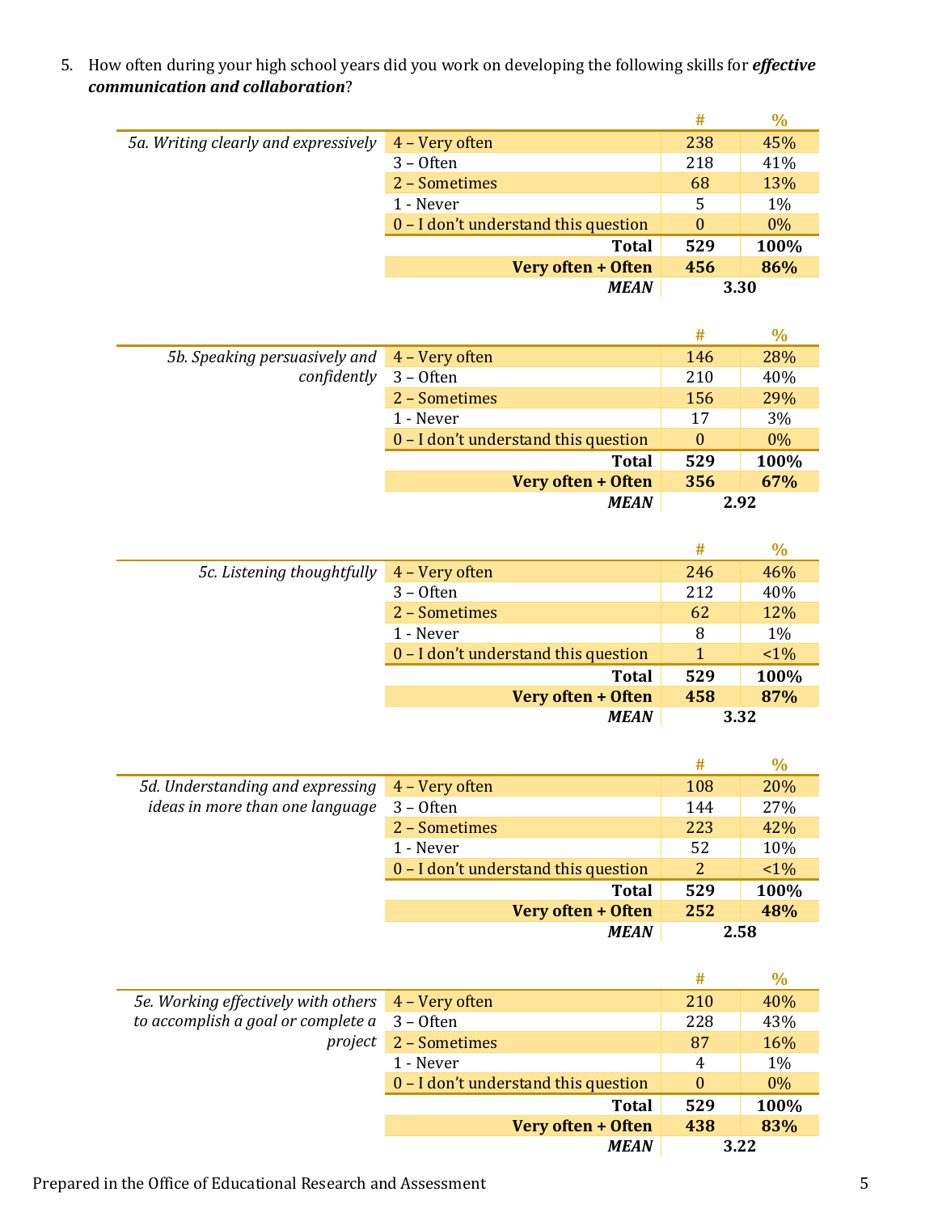5. How often during your high school years did you work on developing the following skills for ***effective communication and collaboration***?

| *5a. Writing clearly and expressively* | | # | % |
|---|---|---|---|
| | 4 – Very often | 238 | 45% |
| | 3 – Often | 218 | 41% |
| | 2 – Sometimes | 68 | 13% |
| | 1 - Never | 5 | 1% |
| | 0 – I don't understand this question | 0 | 0% |
| | **Total** | **529** | **100%** |
| | **Very often + Often** | **456** | **86%** |
| | ***MEAN*** | **3.30** | |

| *5b. Speaking persuasively and confidently* | | # | % |
|---|---|---|---|
| | 4 – Very often | 146 | 28% |
| | 3 – Often | 210 | 40% |
| | 2 – Sometimes | 156 | 29% |
| | 1 - Never | 17 | 3% |
| | 0 – I don't understand this question | 0 | 0% |
| | **Total** | **529** | **100%** |
| | **Very often + Often** | **356** | **67%** |
| | ***MEAN*** | **2.92** | |

| *5c. Listening thoughtfully* | | # | % |
|---|---|---|---|
| | 4 – Very often | 246 | 46% |
| | 3 – Often | 212 | 40% |
| | 2 – Sometimes | 62 | 12% |
| | 1 - Never | 8 | 1% |
| | 0 – I don't understand this question | 1 | <1% |
| | **Total** | **529** | **100%** |
| | **Very often + Often** | **458** | **87%** |
| | ***MEAN*** | **3.32** | |

| *5d. Understanding and expressing ideas in more than one language* | | # | % |
|---|---|---|---|
| | 4 – Very often | 108 | 20% |
| | 3 – Often | 144 | 27% |
| | 2 – Sometimes | 223 | 42% |
| | 1 - Never | 52 | 10% |
| | 0 – I don't understand this question | 2 | <1% |
| | **Total** | **529** | **100%** |
| | **Very often + Often** | **252** | **48%** |
| | ***MEAN*** | **2.58** | |

| *5e. Working effectively with others to accomplish a goal or complete a project* | | # | % |
|---|---|---|---|
| | 4 – Very often | 210 | 40% |
| | 3 – Often | 228 | 43% |
| | 2 – Sometimes | 87 | 16% |
| | 1 - Never | 4 | 1% |
| | 0 – I don't understand this question | 0 | 0% |
| | **Total** | **529** | **100%** |
| | **Very often + Often** | **438** | **83%** |
| | ***MEAN*** | **3.22** | |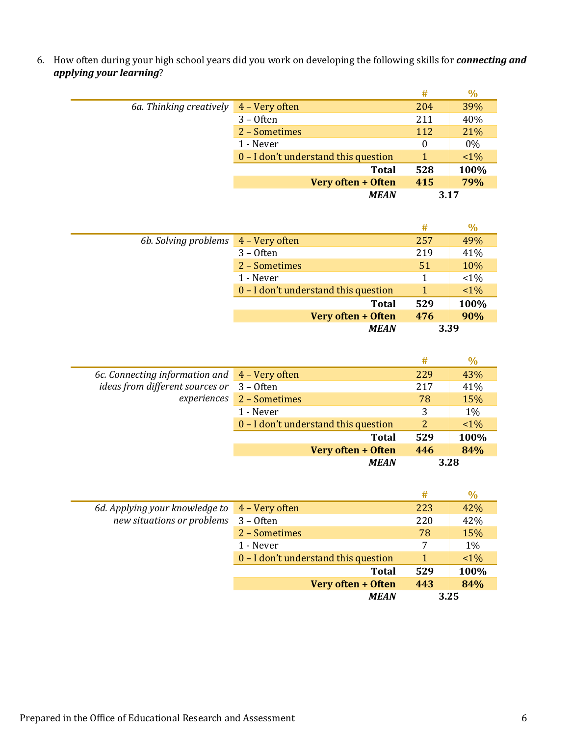6. How often during your high school years did you work on developing the following skills for ***connecting and applying your learning***?

| | | # | % |
|---|---|---|---|
| *6a. Thinking creatively* | 4 – Very often | 204 | 39% |
| | 3 – Often | 211 | 40% |
| | 2 – Sometimes | 112 | 21% |
| | 1 - Never | 0 | 0% |
| | 0 – I don't understand this question | 1 | <1% |
| | **Total** | **528** | **100%** |
| | **Very often + Often** | **415** | **79%** |
| | ***MEAN*** | **3.17** | |

| | | # | % |
|---|---|---|---|
| *6b. Solving problems* | 4 – Very often | 257 | 49% |
| | 3 – Often | 219 | 41% |
| | 2 – Sometimes | 51 | 10% |
| | 1 - Never | 1 | <1% |
| | 0 – I don't understand this question | 1 | <1% |
| | **Total** | **529** | **100%** |
| | **Very often + Often** | **476** | **90%** |
| | ***MEAN*** | **3.39** | |

| | | # | % |
|---|---|---|---|
| *6c. Connecting information and ideas from different sources or experiences* | 4 – Very often | 229 | 43% |
| | 3 – Often | 217 | 41% |
| | 2 – Sometimes | 78 | 15% |
| | 1 - Never | 3 | 1% |
| | 0 – I don't understand this question | 2 | <1% |
| | **Total** | **529** | **100%** |
| | **Very often + Often** | **446** | **84%** |
| | ***MEAN*** | **3.28** | |

| | | # | % |
|---|---|---|---|
| *6d. Applying your knowledge to new situations or problems* | 4 – Very often | 223 | 42% |
| | 3 – Often | 220 | 42% |
| | 2 – Sometimes | 78 | 15% |
| | 1 - Never | 7 | 1% |
| | 0 – I don't understand this question | 1 | <1% |
| | **Total** | **529** | **100%** |
| | **Very often + Often** | **443** | **84%** |
| | ***MEAN*** | **3.25** | |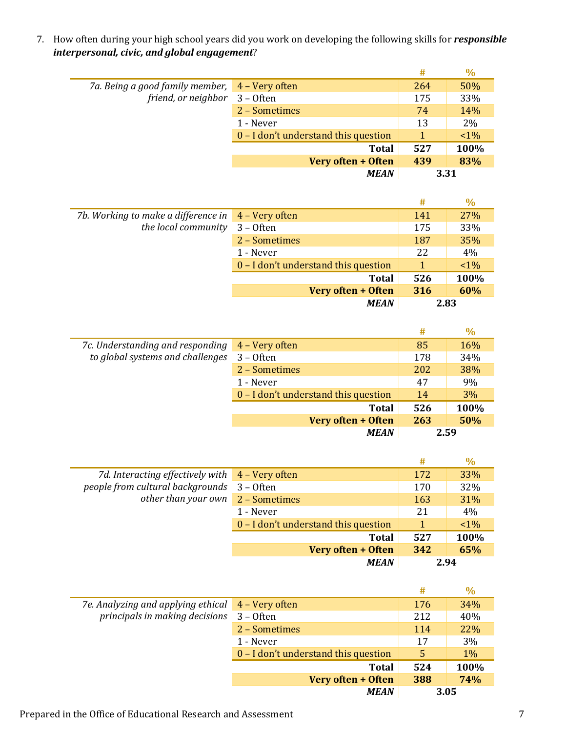7. How often during your high school years did you work on developing the following skills for ***responsible interpersonal, civic, and global engagement***?

| | | # | % |
|---|---|---|---|
| *7a. Being a good family member, friend, or neighbor* | 4 – Very often | 264 | 50% |
| | 3 – Often | 175 | 33% |
| | 2 – Sometimes | 74 | 14% |
| | 1 - Never | 13 | 2% |
| | 0 – I don't understand this question | 1 | <1% |
| | **Total** | **527** | **100%** |
| | **Very often + Often** | **439** | **83%** |
| | ***MEAN*** | **3.31** | |

| | | # | % |
|---|---|---|---|
| *7b. Working to make a difference in the local community* | 4 – Very often | 141 | 27% |
| | 3 – Often | 175 | 33% |
| | 2 – Sometimes | 187 | 35% |
| | 1 - Never | 22 | 4% |
| | 0 – I don't understand this question | 1 | <1% |
| | **Total** | **526** | **100%** |
| | **Very often + Often** | **316** | **60%** |
| | ***MEAN*** | **2.83** | |

| | | # | % |
|---|---|---|---|
| *7c. Understanding and responding to global systems and challenges* | 4 – Very often | 85 | 16% |
| | 3 – Often | 178 | 34% |
| | 2 – Sometimes | 202 | 38% |
| | 1 - Never | 47 | 9% |
| | 0 – I don't understand this question | 14 | 3% |
| | **Total** | **526** | **100%** |
| | **Very often + Often** | **263** | **50%** |
| | ***MEAN*** | **2.59** | |

| | | # | % |
|---|---|---|---|
| *7d. Interacting effectively with people from cultural backgrounds other than your own* | 4 – Very often | 172 | 33% |
| | 3 – Often | 170 | 32% |
| | 2 – Sometimes | 163 | 31% |
| | 1 - Never | 21 | 4% |
| | 0 – I don't understand this question | 1 | <1% |
| | **Total** | **527** | **100%** |
| | **Very often + Often** | **342** | **65%** |
| | ***MEAN*** | **2.94** | |

| | | # | % |
|---|---|---|---|
| *7e. Analyzing and applying ethical principals in making decisions* | 4 – Very often | 176 | 34% |
| | 3 – Often | 212 | 40% |
| | 2 – Sometimes | 114 | 22% |
| | 1 - Never | 17 | 3% |
| | 0 – I don't understand this question | 5 | 1% |
| | **Total** | **524** | **100%** |
| | **Very often + Often** | **388** | **74%** |
| | ***MEAN*** | **3.05** | |

Prepared in the Office of Educational Research and Assessment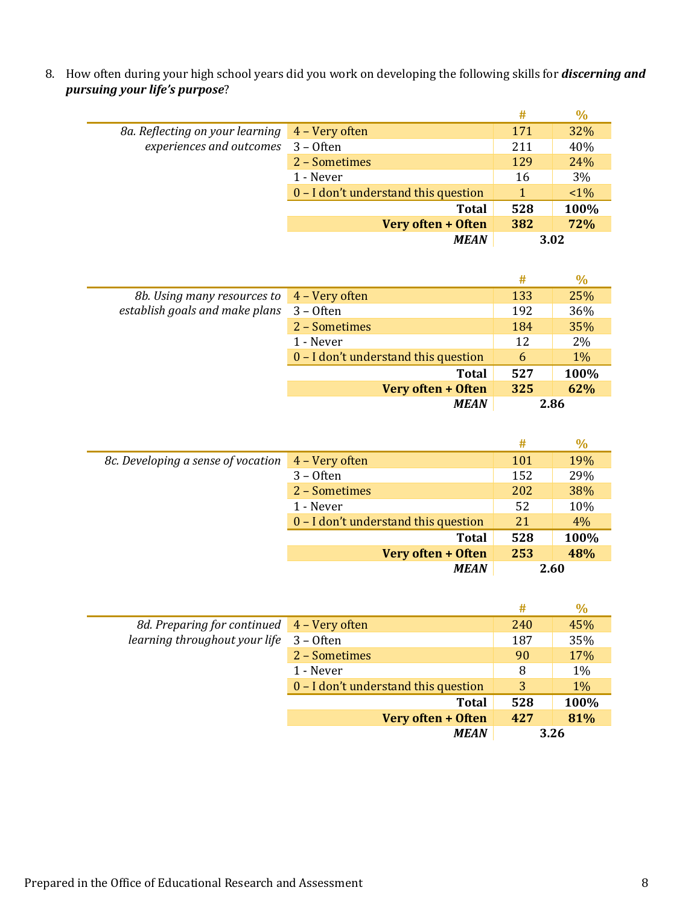8. How often during your high school years did you work on developing the following skills for ***discerning and pursuing your life's purpose***?

| | | # | % |
|---|---|---|---|
| *8a. Reflecting on your learning experiences and outcomes* | 4 – Very often | 171 | 32% |
| | 3 – Often | 211 | 40% |
| | 2 – Sometimes | 129 | 24% |
| | 1 - Never | 16 | 3% |
| | 0 – I don't understand this question | 1 | <1% |
| | **Total** | **528** | **100%** |
| | **Very often + Often** | **382** | **72%** |
| | ***MEAN*** | **3.02** | |

| | | # | % |
|---|---|---|---|
| *8b. Using many resources to establish goals and make plans* | 4 – Very often | 133 | 25% |
| | 3 – Often | 192 | 36% |
| | 2 – Sometimes | 184 | 35% |
| | 1 - Never | 12 | 2% |
| | 0 – I don't understand this question | 6 | 1% |
| | **Total** | **527** | **100%** |
| | **Very often + Often** | **325** | **62%** |
| | ***MEAN*** | **2.86** | |

| | | # | % |
|---|---|---|---|
| *8c. Developing a sense of vocation* | 4 – Very often | 101 | 19% |
| | 3 – Often | 152 | 29% |
| | 2 – Sometimes | 202 | 38% |
| | 1 - Never | 52 | 10% |
| | 0 – I don't understand this question | 21 | 4% |
| | **Total** | **528** | **100%** |
| | **Very often + Often** | **253** | **48%** |
| | ***MEAN*** | **2.60** | |

| | | # | % |
|---|---|---|---|
| *8d. Preparing for continued learning throughout your life* | 4 – Very often | 240 | 45% |
| | 3 – Often | 187 | 35% |
| | 2 – Sometimes | 90 | 17% |
| | 1 - Never | 8 | 1% |
| | 0 – I don't understand this question | 3 | 1% |
| | **Total** | **528** | **100%** |
| | **Very often + Often** | **427** | **81%** |
| | ***MEAN*** | **3.26** | |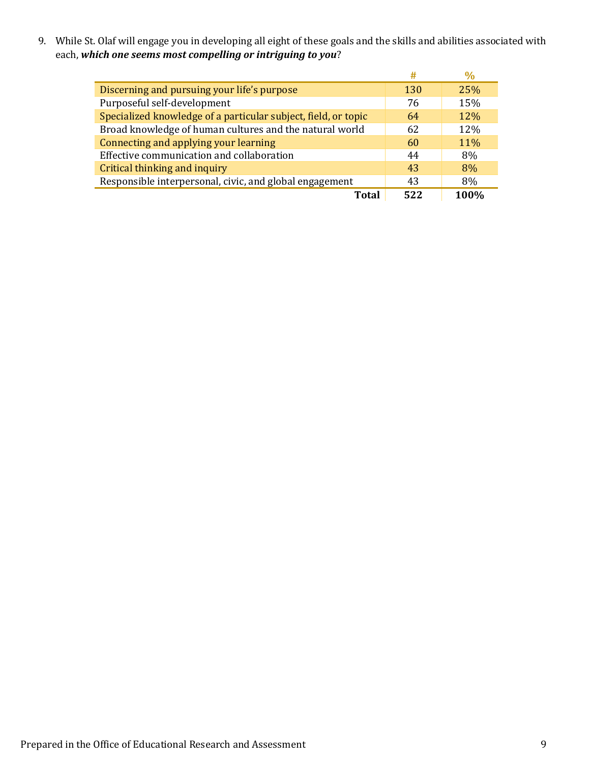9. While St. Olaf will engage you in developing all eight of these goals and the skills and abilities associated with each, ***which one seems most compelling or intriguing to you***?

| | # | % |
|---|---|---|
| Discerning and pursuing your life's purpose | 130 | 25% |
| Purposeful self-development | 76 | 15% |
| Specialized knowledge of a particular subject, field, or topic | 64 | 12% |
| Broad knowledge of human cultures and the natural world | 62 | 12% |
| Connecting and applying your learning | 60 | 11% |
| Effective communication and collaboration | 44 | 8% |
| Critical thinking and inquiry | 43 | 8% |
| Responsible interpersonal, civic, and global engagement | 43 | 8% |
| **Total** | **522** | **100%** |

Prepared in the Office of Educational Research and Assessment